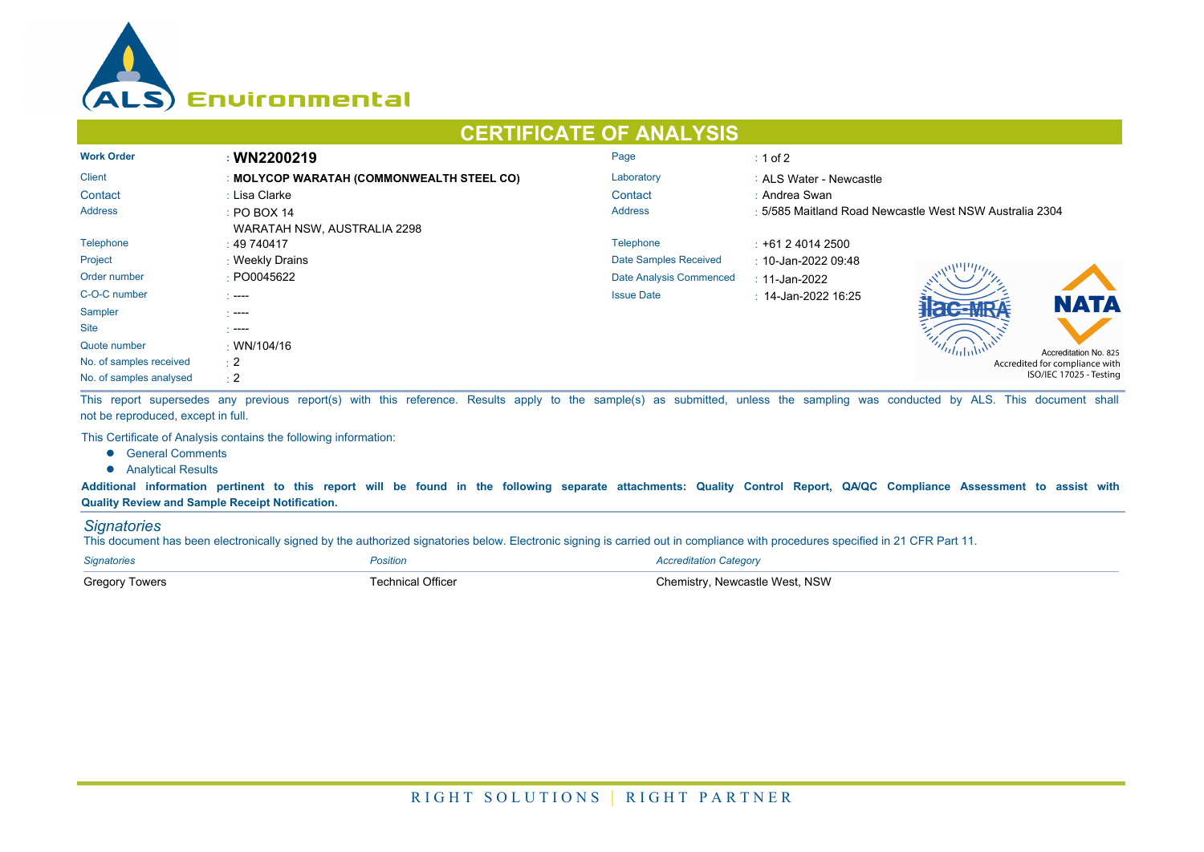# CERTIFICATE OF ANALYSIS

| | | | |
|---|---|---|---|
| **Work Order** | : **WN2200219** | Page | : 1 of 2 |
| Client | : **MOLYCOP WARATAH (COMMONWEALTH STEEL CO)** | Laboratory | : ALS Water - Newcastle |
| Contact | : Lisa Clarke | Contact | : Andrea Swan |
| Address | : PO BOX 14 WARATAH NSW, AUSTRALIA 2298 | Address | : 5/585 Maitland Road Newcastle West NSW Australia 2304 |
| Telephone | : 49 740417 | Telephone | : +61 2 4014 2500 |
| Project | : Weekly Drains | Date Samples Received | : 10-Jan-2022 09:48 |
| Order number | : PO0045622 | Date Analysis Commenced | : 11-Jan-2022 |
| C-O-C number | : ---- | Issue Date | : 14-Jan-2022 16:25 |
| Sampler | : ---- | | |
| Site | : ---- | | |
| Quote number | : WN/104/16 | | |
| No. of samples received | : 2 | | |
| No. of samples analysed | : 2 | | |

Accreditation No. 825
Accredited for compliance with ISO/IEC 17025 - Testing

This report supersedes any previous report(s) with this reference. Results apply to the sample(s) as submitted, unless the sampling was conducted by ALS. This document shall not be reproduced, except in full.

This Certificate of Analysis contains the following information:

- General Comments
- Analytical Results

**Additional information pertinent to this report will be found in the following separate attachments: Quality Control Report, QA/QC Compliance Assessment to assist with Quality Review and Sample Receipt Notification.**

## *Signatories*

This document has been electronically signed by the authorized signatories below. Electronic signing is carried out in compliance with procedures specified in 21 CFR Part 11.

| *Signatories* | *Position* | *Accreditation Category* |
|---|---|---|
| Gregory Towers | Technical Officer | Chemistry, Newcastle West, NSW |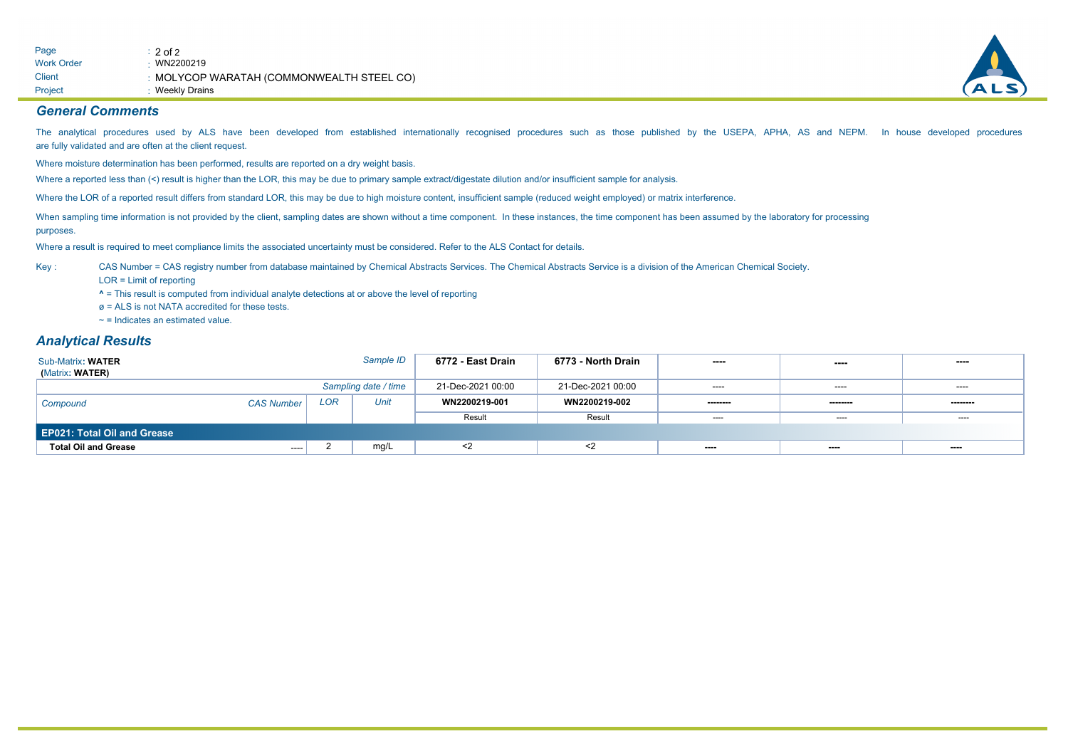## General Comments

The analytical procedures used by ALS have been developed from established internationally recognised procedures such as those published by the USEPA, APHA, AS and NEPM. In house developed procedures are fully validated and are often at the client request.

Where moisture determination has been performed, results are reported on a dry weight basis.

Where a reported less than (<) result is higher than the LOR, this may be due to primary sample extract/digestate dilution and/or insufficient sample for analysis.

Where the LOR of a reported result differs from standard LOR, this may be due to high moisture content, insufficient sample (reduced weight employed) or matrix interference.

When sampling time information is not provided by the client, sampling dates are shown without a time component. In these instances, the time component has been assumed by the laboratory for processing purposes.

Where a result is required to meet compliance limits the associated uncertainty must be considered. Refer to the ALS Contact for details.

Key : CAS Number = CAS registry number from database maintained by Chemical Abstracts Services. The Chemical Abstracts Service is a division of the American Chemical Society.
LOR = Limit of reporting
^ = This result is computed from individual analyte detections at or above the level of reporting
ø = ALS is not NATA accredited for these tests.
~ = Indicates an estimated value.

## Analytical Results

| Sub-Matrix: **WATER** (Matrix: **WATER**) | | | Sample ID | 6772 - East Drain | 6773 - North Drain | ---- | ---- | ---- |
|---|---|---|---|---|---|---|---|---|
| | | | Sampling date / time | 21-Dec-2021 00:00 | 21-Dec-2021 00:00 | ---- | ---- | ---- |
| Compound | CAS Number | LOR | Unit | WN2200219-001 | WN2200219-002 | -------- | -------- | -------- |
| | | | | Result | Result | ---- | ---- | ---- |
| **EP021: Total Oil and Grease** | | | | | | | | |
| **Total Oil and Grease** | ---- | 2 | mg/L | <2 | <2 | ---- | ---- | ---- |